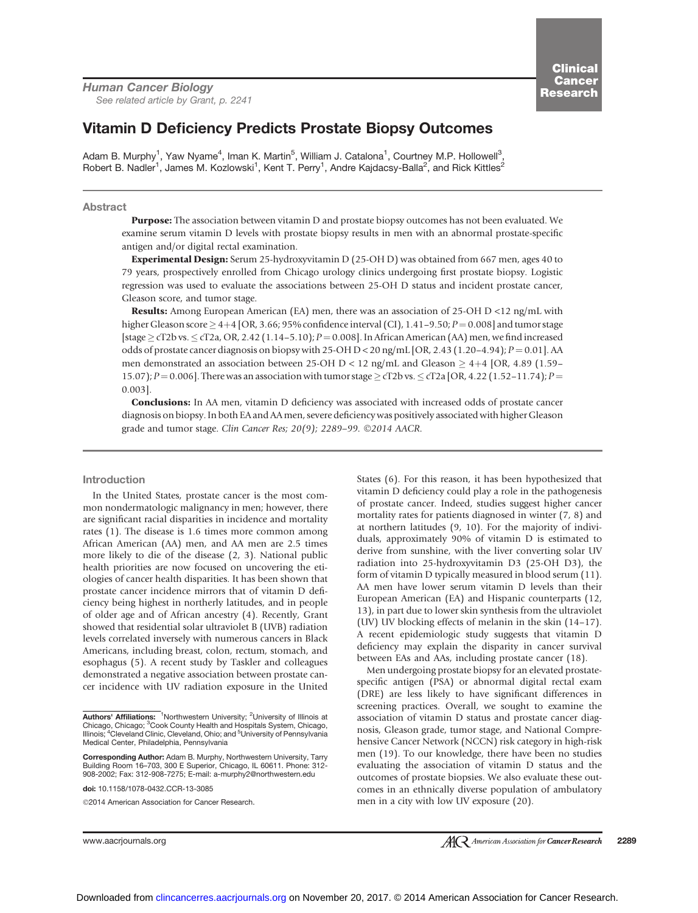Human Cancer Biology

See related article by Grant, p. 2241

# Vitamin D Deficiency Predicts Prostate Biopsy Outcomes

Adam B. Murphy[1], Yaw Nyame[4], Iman K. Martin[5], William J. Catalona[1], Courtney M.P. Hollowell[3], Robert B. Nadler[1], James M. Kozlowski[1], Kent T. Perry[1], Andre Kajdacsy-Balla[2], and Rick Kittles[2]

## Abstract

**Purpose:** The association between vitamin D and prostate biopsy outcomes has not been evaluated. We examine serum vitamin D levels with prostate biopsy results in men with an abnormal prostate-specific antigen and/or digital rectal examination.

**Experimental Design:** Serum 25-hydroxyvitamin D (25-OH D) was obtained from 667 men, ages 40 to 79 years, prospectively enrolled from Chicago urology clinics undergoing first prostate biopsy. Logistic regression was used to evaluate the associations between 25-OH D status and incident prostate cancer, Gleason score, and tumor stage.

**Results:** Among European American (EA) men, there was an association of 25-OH D <12 ng/mL with higher Gleason score ≥ 4+4 [OR, 3.66; 95% confidence interval (CI), 1.41–9.50; $P = 0.008$] and tumor stage [stage ≥ cT2b vs. ≤ cT2a, OR, 2.42 (1.14–5.10); $P = 0.008$]. In African American (AA) men, we find increased odds of prostate cancer diagnosis on biopsy with 25-OH D < 20 ng/mL [OR, 2.43 (1.20–4.94); $P = 0.01$]. AA men demonstrated an association between 25-OH D < 12 ng/mL and Gleason ≥ 4+4 [OR, 4.89 (1.59–15.07); $P = 0.006$]. There was an association with tumor stage ≥ cT2b vs. ≤ cT2a [OR, 4.22 (1.52–11.74); $P = 0.003$].

**Conclusions:** In AA men, vitamin D deficiency was associated with increased odds of prostate cancer diagnosis on biopsy. In both EA and AA men, severe deficiency was positively associated with higher Gleason grade and tumor stage. *Clin Cancer Res; 20(9); 2289–99. ©2014 AACR.*

## Introduction

In the United States, prostate cancer is the most common nondermatologic malignancy in men; however, there are significant racial disparities in incidence and mortality rates (1). The disease is 1.6 times more common among African American (AA) men, and AA men are 2.5 times more likely to die of the disease (2, 3). National public health priorities are now focused on uncovering the etiologies of cancer health disparities. It has been shown that prostate cancer incidence mirrors that of vitamin D deficiency being highest in northerly latitudes, and in people of older age and of African ancestry (4). Recently, Grant showed that residential solar ultraviolet B (UVB) radiation levels correlated inversely with numerous cancers in Black Americans, including breast, colon, rectum, stomach, and esophagus (5). A recent study by Taskler and colleagues demonstrated a negative association between prostate cancer incidence with UV radiation exposure in the United States (6). For this reason, it has been hypothesized that vitamin D deficiency could play a role in the pathogenesis of prostate cancer. Indeed, studies suggest higher cancer mortality rates for patients diagnosed in winter (7, 8) and at northern latitudes (9, 10). For the majority of individuals, approximately 90% of vitamin D is estimated to derive from sunshine, with the liver converting solar UV radiation into 25-hydroxyvitamin D3 (25-OH D3), the form of vitamin D typically measured in blood serum (11). AA men have lower serum vitamin D levels than their European American (EA) and Hispanic counterparts (12, 13), in part due to lower skin synthesis from the ultraviolet (UV) UV blocking effects of melanin in the skin (14–17). A recent epidemiologic study suggests that vitamin D deficiency may explain the disparity in cancer survival between EAs and AAs, including prostate cancer (18).

Men undergoing prostate biopsy for an elevated prostate-specific antigen (PSA) or abnormal digital rectal exam (DRE) are less likely to have significant differences in screening practices. Overall, we sought to examine the association of vitamin D status and prostate cancer diagnosis, Gleason grade, tumor stage, and National Comprehensive Cancer Network (NCCN) risk category in high-risk men (19). To our knowledge, there have been no studies evaluating the association of vitamin D status and the outcomes of prostate biopsies. We also evaluate these outcomes in an ethnically diverse population of ambulatory men in a city with low UV exposure (20).

---

**Authors' Affiliations:** [1]Northwestern University; [2]University of Illinois at Chicago, Chicago; [3]Cook County Health and Hospitals System, Chicago, Illinois; [4]Cleveland Clinic, Cleveland, Ohio; and [5]University of Pennsylvania Medical Center, Philadelphia, Pennsylvania

**Corresponding Author:** Adam B. Murphy, Northwestern University, Tarry Building Room 16–703, 300 E Superior, Chicago, IL 60611. Phone: 312-908-2002; Fax: 312-908-7275; E-mail: a-murphy2@northwestern.edu

**doi:** 10.1158/1078-0432.CCR-13-3085

©2014 American Association for Cancer Research.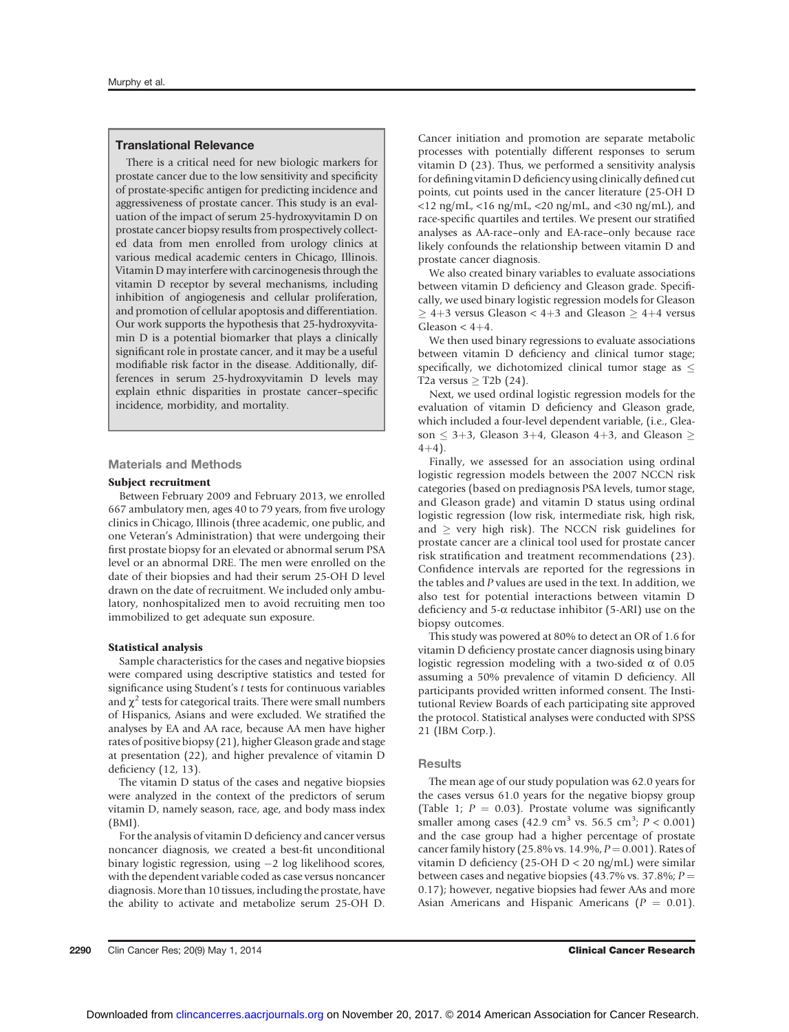### Translational Relevance

There is a critical need for new biologic markers for prostate cancer due to the low sensitivity and specificity of prostate-specific antigen for predicting incidence and aggressiveness of prostate cancer. This study is an evaluation of the impact of serum 25-hydroxyvitamin D on prostate cancer biopsy results from prospectively collected data from men enrolled from urology clinics at various medical academic centers in Chicago, Illinois. Vitamin D may interfere with carcinogenesis through the vitamin D receptor by several mechanisms, including inhibition of angiogenesis and cellular proliferation, and promotion of cellular apoptosis and differentiation. Our work supports the hypothesis that 25-hydroxyvitamin D is a potential biomarker that plays a clinically significant role in prostate cancer, and it may be a useful modifiable risk factor in the disease. Additionally, differences in serum 25-hydroxyvitamin D levels may explain ethnic disparities in prostate cancer–specific incidence, morbidity, and mortality.

## Materials and Methods

### Subject recruitment

Between February 2009 and February 2013, we enrolled 667 ambulatory men, ages 40 to 79 years, from five urology clinics in Chicago, Illinois (three academic, one public, and one Veteran's Administration) that were undergoing their first prostate biopsy for an elevated or abnormal serum PSA level or an abnormal DRE. The men were enrolled on the date of their biopsies and had their serum 25-OH D level drawn on the date of recruitment. We included only ambulatory, nonhospitalized men to avoid recruiting men too immobilized to get adequate sun exposure.

### Statistical analysis

Sample characteristics for the cases and negative biopsies were compared using descriptive statistics and tested for significance using Student's *t* tests for continuous variables and $\chi^2$ tests for categorical traits. There were small numbers of Hispanics, Asians and were excluded. We stratified the analyses by EA and AA race, because AA men have higher rates of positive biopsy (21), higher Gleason grade and stage at presentation (22), and higher prevalence of vitamin D deficiency (12, 13).

The vitamin D status of the cases and negative biopsies were analyzed in the context of the predictors of serum vitamin D, namely season, race, age, and body mass index (BMI).

For the analysis of vitamin D deficiency and cancer versus noncancer diagnosis, we created a best-fit unconditional binary logistic regression, using −2 log likelihood scores, with the dependent variable coded as case versus noncancer diagnosis. More than 10 tissues, including the prostate, have the ability to activate and metabolize serum 25-OH D. Cancer initiation and promotion are separate metabolic processes with potentially different responses to serum vitamin D (23). Thus, we performed a sensitivity analysis for defining vitamin D deficiency using clinically defined cut points, cut points used in the cancer literature (25-OH D <12 ng/mL, <16 ng/mL, <20 ng/mL, and <30 ng/mL), and race-specific quartiles and tertiles. We present our stratified analyses as AA-race–only and EA-race–only because race likely confounds the relationship between vitamin D and prostate cancer diagnosis.

We also created binary variables to evaluate associations between vitamin D deficiency and Gleason grade. Specifically, we used binary logistic regression models for Gleason ≥ 4+3 versus Gleason < 4+3 and Gleason ≥ 4+4 versus Gleason < 4+4.

We then used binary regressions to evaluate associations between vitamin D deficiency and clinical tumor stage; specifically, we dichotomized clinical tumor stage as ≤ T2a versus ≥ T2b (24).

Next, we used ordinal logistic regression models for the evaluation of vitamin D deficiency and Gleason grade, which included a four-level dependent variable, (i.e., Gleason ≤ 3+3, Gleason 3+4, Gleason 4+3, and Gleason ≥ 4+4).

Finally, we assessed for an association using ordinal logistic regression models between the 2007 NCCN risk categories (based on prediagnosis PSA levels, tumor stage, and Gleason grade) and vitamin D status using ordinal logistic regression (low risk, intermediate risk, high risk, and ≥ very high risk). The NCCN risk guidelines for prostate cancer are a clinical tool used for prostate cancer risk stratification and treatment recommendations (23). Confidence intervals are reported for the regressions in the tables and *P* values are used in the text. In addition, we also test for potential interactions between vitamin D deficiency and 5-α reductase inhibitor (5-ARI) use on the biopsy outcomes.

This study was powered at 80% to detect an OR of 1.6 for vitamin D deficiency prostate cancer diagnosis using binary logistic regression modeling with a two-sided α of 0.05 assuming a 50% prevalence of vitamin D deficiency. All participants provided written informed consent. The Institutional Review Boards of each participating site approved the protocol. Statistical analyses were conducted with SPSS 21 (IBM Corp.).

## Results

The mean age of our study population was 62.0 years for the cases versus 61.0 years for the negative biopsy group (Table 1; $P$ = 0.03). Prostate volume was significantly smaller among cases (42.9 $cm^3$ vs. 56.5 $cm^3$; $P < 0.001$) and the case group had a higher percentage of prostate cancer family history (25.8% vs. 14.9%, $P = 0.001$). Rates of vitamin D deficiency (25-OH D < 20 ng/mL) were similar between cases and negative biopsies (43.7% vs. 37.8%; $P = 0.17$); however, negative biopsies had fewer AAs and more Asian Americans and Hispanic Americans ($P$ = 0.01).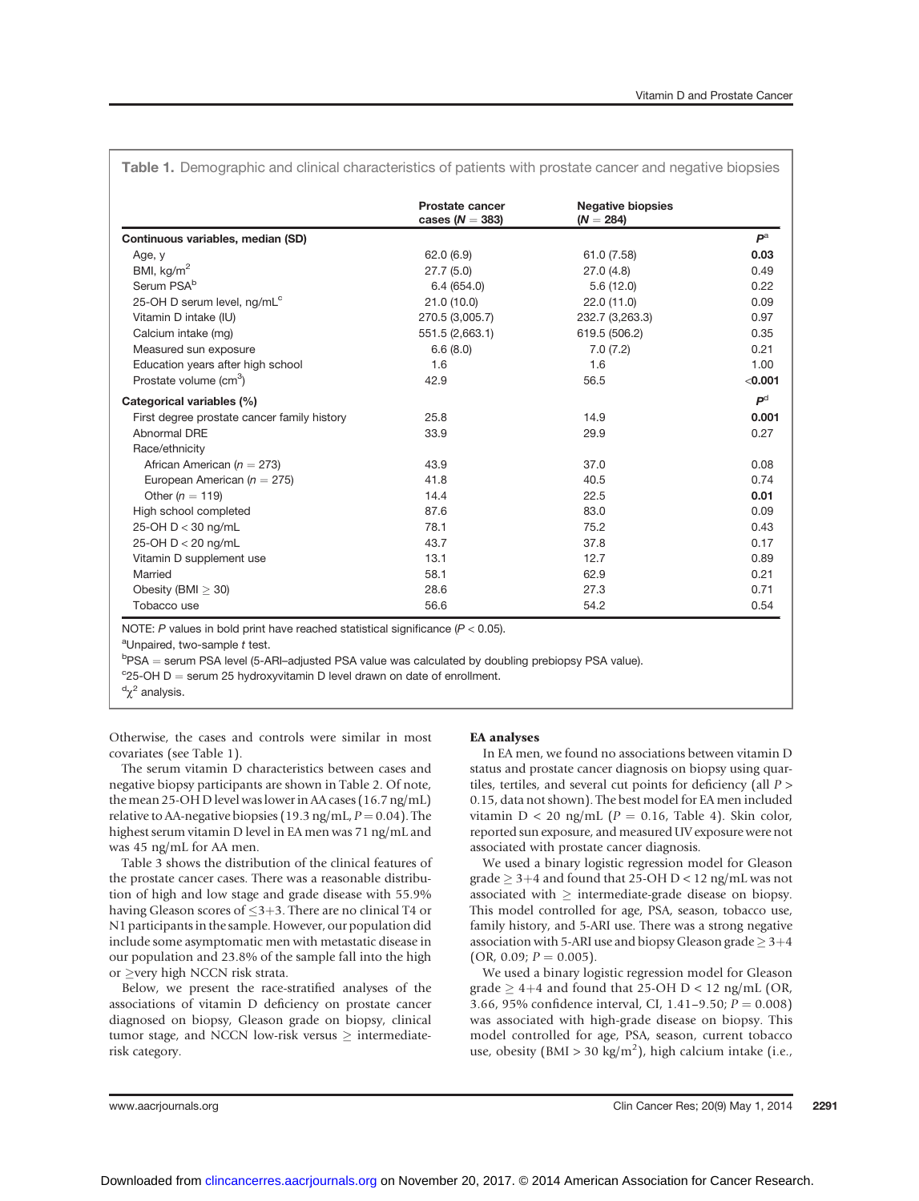**Table 1.** Demographic and clinical characteristics of patients with prostate cancer and negative biopsies

| | Prostate cancer cases ($N = 383$) | Negative biopsies ($N = 284$) | |
|---|---|---|---|
| **Continuous variables, median (SD)** | | | $P$[a] |
| Age, y | 62.0 (6.9) | 61.0 (7.58) | **0.03** |
| BMI, kg/m$^2$ | 27.7 (5.0) | 27.0 (4.8) | 0.49 |
| Serum PSA[b] | 6.4 (654.0) | 5.6 (12.0) | 0.22 |
| 25-OH D serum level, ng/mL[c] | 21.0 (10.0) | 22.0 (11.0) | 0.09 |
| Vitamin D intake (IU) | 270.5 (3,005.7) | 232.7 (3,263.3) | 0.97 |
| Calcium intake (mg) | 551.5 (2,663.1) | 619.5 (506.2) | 0.35 |
| Measured sun exposure | 6.6 (8.0) | 7.0 (7.2) | 0.21 |
| Education years after high school | 1.6 | 1.6 | 1.00 |
| Prostate volume (cm$^3$) | 42.9 | 56.5 | **<0.001** |
| **Categorical variables (%)** | | | $P$[d] |
| First degree prostate cancer family history | 25.8 | 14.9 | **0.001** |
| Abnormal DRE | 33.9 | 29.9 | 0.27 |
| Race/ethnicity | | | |
| African American ($n = 273$) | 43.9 | 37.0 | 0.08 |
| European American ($n = 275$) | 41.8 | 40.5 | 0.74 |
| Other ($n = 119$) | 14.4 | 22.5 | **0.01** |
| High school completed | 87.6 | 83.0 | 0.09 |
| 25-OH D < 30 ng/mL | 78.1 | 75.2 | 0.43 |
| 25-OH D < 20 ng/mL | 43.7 | 37.8 | 0.17 |
| Vitamin D supplement use | 13.1 | 12.7 | 0.89 |
| Married | 58.1 | 62.9 | 0.21 |
| Obesity (BMI ≥ 30) | 28.6 | 27.3 | 0.71 |
| Tobacco use | 56.6 | 54.2 | 0.54 |

NOTE: $P$ values in bold print have reached statistical significance ($P < 0.05$).
[a]Unpaired, two-sample $t$ test.
[b]PSA = serum PSA level (5-ARI–adjusted PSA value was calculated by doubling prebiopsy PSA value).
[c]25-OH D = serum 25 hydroxyvitamin D level drawn on date of enrollment.
[d]$\chi^2$ analysis.

Otherwise, the cases and controls were similar in most covariates (see Table 1).

The serum vitamin D characteristics between cases and negative biopsy participants are shown in Table 2. Of note, the mean 25-OH D level was lower in AA cases (16.7 ng/mL) relative to AA-negative biopsies (19.3 ng/mL, $P = 0.04$). The highest serum vitamin D level in EA men was 71 ng/mL and was 45 ng/mL for AA men.

Table 3 shows the distribution of the clinical features of the prostate cancer cases. There was a reasonable distribution of high and low stage and grade disease with 55.9% having Gleason scores of ≤3+3. There are no clinical T4 or N1 participants in the sample. However, our population did include some asymptomatic men with metastatic disease in our population and 23.8% of the sample fall into the high or ≥very high NCCN risk strata.

Below, we present the race-stratified analyses of the associations of vitamin D deficiency on prostate cancer diagnosed on biopsy, Gleason grade on biopsy, clinical tumor stage, and NCCN low-risk versus ≥ intermediate-risk category.

### EA analyses

In EA men, we found no associations between vitamin D status and prostate cancer diagnosis on biopsy using quartiles, tertiles, and several cut points for deficiency (all $P > 0.15$, data not shown). The best model for EA men included vitamin D < 20 ng/mL ($P = 0.16$, Table 4). Skin color, reported sun exposure, and measured UV exposure were not associated with prostate cancer diagnosis.

We used a binary logistic regression model for Gleason grade ≥ 3+4 and found that 25-OH D < 12 ng/mL was not associated with ≥ intermediate-grade disease on biopsy. This model controlled for age, PSA, season, tobacco use, family history, and 5-ARI use. There was a strong negative association with 5-ARI use and biopsy Gleason grade ≥ 3+4 (OR, 0.09; $P = 0.005$).

We used a binary logistic regression model for Gleason grade ≥ 4+4 and found that 25-OH D < 12 ng/mL (OR, 3.66, 95% confidence interval, CI, 1.41–9.50; $P = 0.008$) was associated with high-grade disease on biopsy. This model controlled for age, PSA, season, current tobacco use, obesity (BMI > 30 kg/m$^2$), high calcium intake (i.e.,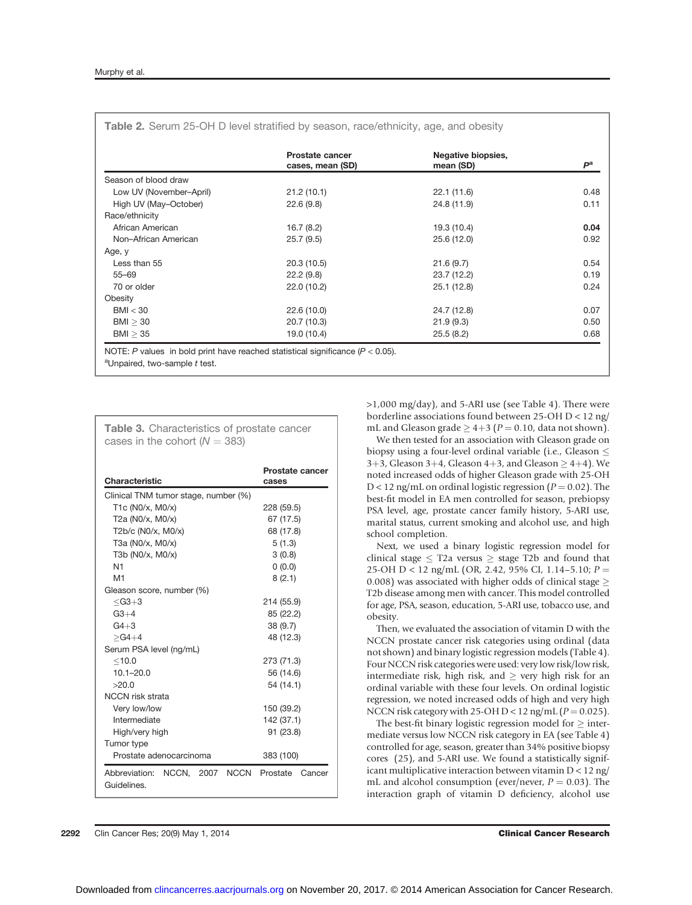**Table 2.** Serum 25-OH D level stratified by season, race/ethnicity, age, and obesity

| | Prostate cancer cases, mean (SD) | Negative biopsies, mean (SD) | $P$[a] |
|---|---|---|---|
| Season of blood draw | | | |
| Low UV (November–April) | 21.2 (10.1) | 22.1 (11.6) | 0.48 |
| High UV (May–October) | 22.6 (9.8) | 24.8 (11.9) | 0.11 |
| Race/ethnicity | | | |
| African American | 16.7 (8.2) | 19.3 (10.4) | **0.04** |
| Non–African American | 25.7 (9.5) | 25.6 (12.0) | 0.92 |
| Age, y | | | |
| Less than 55 | 20.3 (10.5) | 21.6 (9.7) | 0.54 |
| 55–69 | 22.2 (9.8) | 23.7 (12.2) | 0.19 |
| 70 or older | 22.0 (10.2) | 25.1 (12.8) | 0.24 |
| Obesity | | | |
| BMI < 30 | 22.6 (10.0) | 24.7 (12.8) | 0.07 |
| BMI ≥ 30 | 20.7 (10.3) | 21.9 (9.3) | 0.50 |
| BMI ≥ 35 | 19.0 (10.4) | 25.5 (8.2) | 0.68 |

NOTE: $P$ values in bold print have reached statistical significance ($P < 0.05$).
[a]Unpaired, two-sample $t$ test.

**Table 3.** Characteristics of prostate cancer cases in the cohort ($N$ = 383)

| Characteristic | Prostate cancer cases |
|---|---|
| Clinical TNM tumor stage, number (%) | |
| T1c (N0/x, M0/x) | 228 (59.5) |
| T2a (N0/x, M0/x) | 67 (17.5) |
| T2b/c (N0/x, M0/x) | 68 (17.8) |
| T3a (N0/x, M0/x) | 5 (1.3) |
| T3b (N0/x, M0/x) | 3 (0.8) |
| N1 | 0 (0.0) |
| M1 | 8 (2.1) |
| Gleason score, number (%) | |
| ≤G3+3 | 214 (55.9) |
| G3+4 | 85 (22.2) |
| G4+3 | 38 (9.7) |
| ≥G4+4 | 48 (12.3) |
| Serum PSA level (ng/mL) | |
| ≤10.0 | 273 (71.3) |
| 10.1–20.0 | 56 (14.6) |
| >20.0 | 54 (14.1) |
| NCCN risk strata | |
| Very low/low | 150 (39.2) |
| Intermediate | 142 (37.1) |
| High/very high | 91 (23.8) |
| Tumor type | |
| Prostate adenocarcinoma | 383 (100) |

Abbreviation: NCCN, 2007 NCCN Prostate Cancer Guidelines.

>1,000 mg/day), and 5-ARI use (see Table 4). There were borderline associations found between 25-OH D < 12 ng/mL and Gleason grade ≥ 4+3 ($P = 0.10$, data not shown).

We then tested for an association with Gleason grade on biopsy using a four-level ordinal variable (i.e., Gleason ≤ 3+3, Gleason 3+4, Gleason 4+3, and Gleason ≥ 4+4). We noted increased odds of higher Gleason grade with 25-OH D < 12 ng/mL on ordinal logistic regression ($P = 0.02$). The best-fit model in EA men controlled for season, prebiopsy PSA level, age, prostate cancer family history, 5-ARI use, marital status, current smoking and alcohol use, and high school completion.

Next, we used a binary logistic regression model for clinical stage ≤ T2a versus ≥ stage T2b and found that 25-OH D < 12 ng/mL (OR, 2.42, 95% CI, 1.14–5.10; $P = 0.008$) was associated with higher odds of clinical stage ≥ T2b disease among men with cancer. This model controlled for age, PSA, season, education, 5-ARI use, tobacco use, and obesity.

Then, we evaluated the association of vitamin D with the NCCN prostate cancer risk categories using ordinal (data not shown) and binary logistic regression models (Table 4). Four NCCN risk categories were used: very low risk/low risk, intermediate risk, high risk, and ≥ very high risk for an ordinal variable with these four levels. On ordinal logistic regression, we noted increased odds of high and very high NCCN risk category with 25-OH D < 12 ng/mL ($P = 0.025$).

The best-fit binary logistic regression model for ≥ intermediate versus low NCCN risk category in EA (see Table 4) controlled for age, season, greater than 34% positive biopsy cores (25), and 5-ARI use. We found a statistically significant multiplicative interaction between vitamin D < 12 ng/mL and alcohol consumption (ever/never, $P = 0.03$). The interaction graph of vitamin D deficiency, alcohol use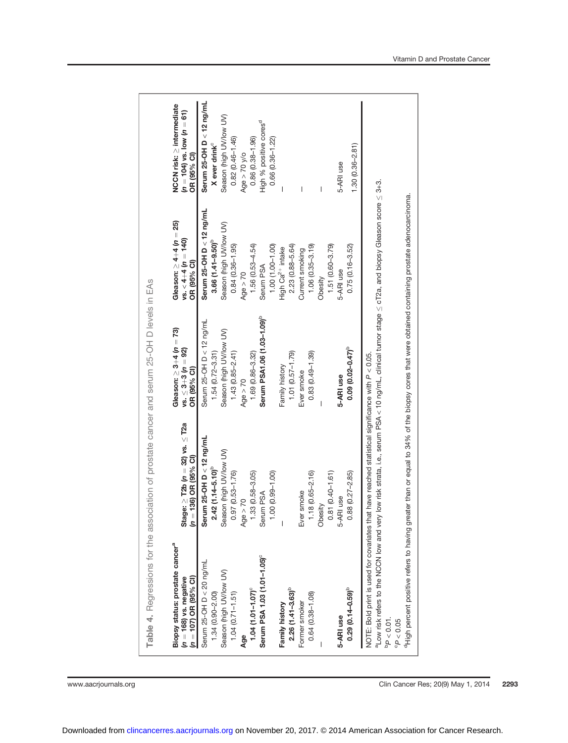**Table 4.** Regressions for the association of prostate cancer and serum 25-OH D levels in EAs

| Biopsy status: prostate cancer[a] ($n = 168$) vs. negative ($n = 107$) OR (95% CI) | Stage: ≥ T2b ($n = 32$) vs. ≤ T2a ($n = 136$) OR (95% CI) | Gleason: ≥ 3+4 ($n = 73$) vs. ≤ 3+3 ($n = 92$) OR (95% CI) | Gleason: ≥ 4+4 ($n = 25$) vs. < 4+4 ($n = 140$) OR (95% CI) | NCCN risk: ≥ intermediate ($n = 104$) vs. low ($n = 61$) OR (95% CI) |
|---|---|---|---|---|
| Serum 25-OH D < 20 ng/mL 1.34 (0.90–2.00) | **Serum 25-OH D < 12 ng/mL 2.42 (1.14–5.10)[b]** | Serum 25-OH D < 12 ng/mL 1.54 (0.72–3.31) | **Serum 25-OH D < 12 ng/mL 3.66 (1.41–9.50)[b]** | **Serum 25-OH D < 12 ng/mL X ever drink[c]** |
| Season (high UV/low UV) 1.04 (0.71–1.51) | Season (high UV/low UV) 0.97 (0.53–1.76) | Season (high UV/low UV) 1.43 (0.85–2.41) | Season (high UV/low UV) 0.84 (0.36–1.95) | Season (high UV/low UV) 0.82 (0.46–1.46) |
| **Age 1.04 (1.01–1.07)[c]** | Age > 70 1.33 (0.58–3.05) | Age > 70 1.69 (0.86–3.32) | Age > 70 1.56 (0.53–4.54) | Age > 70 y/o 0.86 (0.38–1.96) |
| **Serum PSA 1.03 (1.01–1.05)[c]** | Serum PSA 1.00 (0.99–1.00) | **Serum PSA1.06 (1.03–1.09)[b]** | Serum PSA 1.00 (1.00–1.00) | High % positive cores[d] 0.66 (0.36–1.22) |
| **Family history 2.26 (1.41–3.63)[b]** | — | Family history 1.01 (0.57–1.79) | High $Ca^{2+}$ intake 2.23 (0.88–5.64) | — |
| Former smoker 0.64 (0.38–1.08) | Ever smoke 1.18 (0.65–2.16) | Ever smoke 0.83 (0.49–1.39) | Current smoking 1.06 (0.35–3.19) | — |
| — | Obesity 0.81 (0.40–1.61) | — | Obesity 1.51 (0.60–3.79) | — |
| **5-ARI use 0.29 (0.14–0.59)[b]** | 5-ARI use 0.88 (0.27–2.85) | **5-ARI use 0.09 (0.02–0.47)[b]** | 5-ARI use 0.75 (0.16–3.52) | 5-ARI use 1.30 (0.36–2.81) |

NOTE: Bold print is used for covariates that have reached statistical significance with $P < 0.05$.

[a]Low risk refers to the NCCN low and very low risk strata, i.e., serum PSA < 10 ng/mL, clinical tumor stage ≤ cT2a, and biopsy Gleason score ≤ 3+3.

[b]$P < 0.01$.

[c]$P < 0.05$

[d]High percent positive refers to having greater than or equal to 34% of the biopsy cores that were obtained containing prostate adenocarcinoma.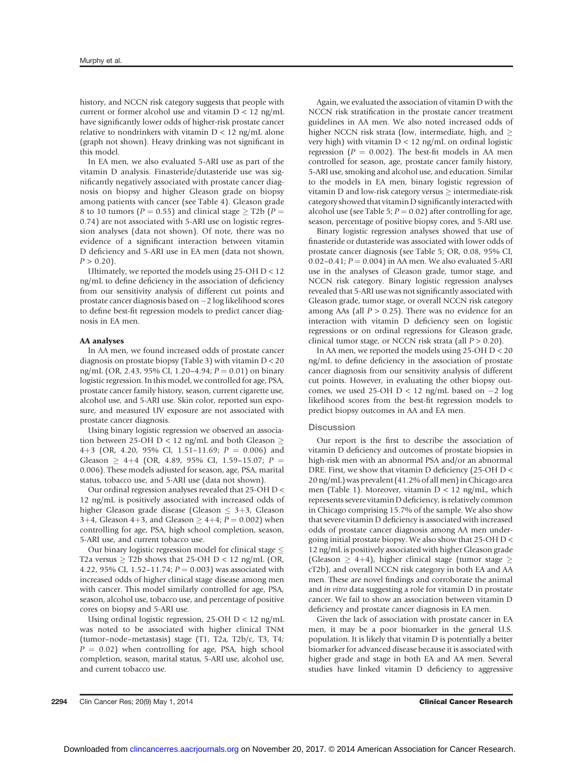history, and NCCN risk category suggests that people with current or former alcohol use and vitamin D < 12 ng/mL have significantly lower odds of higher-risk prostate cancer relative to nondrinkers with vitamin D < 12 ng/mL alone (graph not shown). Heavy drinking was not significant in this model.

In EA men, we also evaluated 5-ARI use as part of the vitamin D analysis. Finasteride/dutasteride use was significantly negatively associated with prostate cancer diagnosis on biopsy and higher Gleason grade on biopsy among patients with cancer (see Table 4). Gleason grade 8 to 10 tumors ($P = 0.55$) and clinical stage ≥ T2b ($P = 0.74$) are not associated with 5-ARI use on logistic regression analyses (data not shown). Of note, there was no evidence of a significant interaction between vitamin D deficiency and 5-ARI use in EA men (data not shown, $P > 0.20$).

Ultimately, we reported the models using 25-OH D < 12 ng/mL to define deficiency in the association of deficiency from our sensitivity analysis of different cut points and prostate cancer diagnosis based on −2 log likelihood scores to define best-fit regression models to predict cancer diagnosis in EA men.

**AA analyses**

In AA men, we found increased odds of prostate cancer diagnosis on prostate biopsy (Table 3) with vitamin D < 20 ng/mL (OR, 2.43, 95% CI, 1.20–4.94; $P = 0.01$) on binary logistic regression. In this model, we controlled for age, PSA, prostate cancer family history, season, current cigarette use, alcohol use, and 5-ARI use. Skin color, reported sun exposure, and measured UV exposure are not associated with prostate cancer diagnosis.

Using binary logistic regression we observed an association between 25-OH D < 12 ng/mL and both Gleason ≥ 4+3 (OR, 4.20, 95% CI, 1.51–11.69; $P = 0.006$) and Gleason ≥ 4+4 (OR, 4.89, 95% CI, 1.59–15.07; $P = 0.006$). These models adjusted for season, age, PSA, marital status, tobacco use, and 5-ARI use (data not shown).

Our ordinal regression analyses revealed that 25-OH D < 12 ng/mL is positively associated with increased odds of higher Gleason grade disease (Gleason ≤ 3+3, Gleason 3+4, Gleason 4+3, and Gleason ≥ 4+4; $P = 0.002$) when controlling for age, PSA, high school completion, season, 5-ARI use, and current tobacco use.

Our binary logistic regression model for clinical stage ≤ T2a versus ≥ T2b shows that 25-OH D < 12 ng/mL (OR, 4.22, 95% CI, 1.52–11.74; $P = 0.003$) was associated with increased odds of higher clinical stage disease among men with cancer. This model similarly controlled for age, PSA, season, alcohol use, tobacco use, and percentage of positive cores on biopsy and 5-ARI use.

Using ordinal logistic regression, 25-OH D < 12 ng/mL was noted to be associated with higher clinical TNM (tumor–node–metastasis) stage (T1, T2a, T2b/c, T3, T4; $P = 0.02$) when controlling for age, PSA, high school completion, season, marital status, 5-ARI use, alcohol use, and current tobacco use.

Again, we evaluated the association of vitamin D with the NCCN risk stratification in the prostate cancer treatment guidelines in AA men. We also noted increased odds of higher NCCN risk strata (low, intermediate, high, and ≥ very high) with vitamin D < 12 ng/mL on ordinal logistic regression ($P = 0.002$). The best-fit models in AA men controlled for season, age, prostate cancer family history, 5-ARI use, smoking and alcohol use, and education. Similar to the models in EA men, binary logistic regression of vitamin D and low-risk category versus ≥ intermediate-risk category showed that vitamin D significantly interacted with alcohol use (see Table 5; $P = 0.02$) after controlling for age, season, percentage of positive biopsy cores, and 5-ARI use.

Binary logistic regression analyses showed that use of finasteride or dutasteride was associated with lower odds of prostate cancer diagnosis (see Table 5; OR, 0.08, 95% CI, 0.02–0.41; $P = 0.004$) in AA men. We also evaluated 5-ARI use in the analyses of Gleason grade, tumor stage, and NCCN risk category. Binary logistic regression analyses revealed that 5-ARI use was not significantly associated with Gleason grade, tumor stage, or overall NCCN risk category among AAs (all $P > 0.25$). There was no evidence for an interaction with vitamin D deficiency seen on logistic regressions or on ordinal regressions for Gleason grade, clinical tumor stage, or NCCN risk strata (all $P > 0.20$).

In AA men, we reported the models using 25-OH D < 20 ng/mL to define deficiency in the association of prostate cancer diagnosis from our sensitivity analysis of different cut points. However, in evaluating the other biopsy outcomes, we used 25-OH D < 12 ng/mL based on −2 log likelihood scores from the best-fit regression models to predict biopsy outcomes in AA and EA men.

## Discussion

Our report is the first to describe the association of vitamin D deficiency and outcomes of prostate biopsies in high-risk men with an abnormal PSA and/or an abnormal DRE. First, we show that vitamin D deficiency (25-OH D < 20 ng/mL) was prevalent (41.2% of all men) in Chicago area men (Table 1). Moreover, vitamin D < 12 ng/mL, which represents severe vitamin D deficiency, is relatively common in Chicago comprising 15.7% of the sample. We also show that severe vitamin D deficiency is associated with increased odds of prostate cancer diagnosis among AA men undergoing initial prostate biopsy. We also show that 25-OH D < 12 ng/mL is positively associated with higher Gleason grade (Gleason ≥ 4+4), higher clinical stage (tumor stage ≥ cT2b), and overall NCCN risk category in both EA and AA men. These are novel findings and corroborate the animal and *in vitro* data suggesting a role for vitamin D in prostate cancer. We fail to show an association between vitamin D deficiency and prostate cancer diagnosis in EA men.

Given the lack of association with prostate cancer in EA men, it may be a poor biomarker in the general U.S. population. It is likely that vitamin D is potentially a better biomarker for advanced disease because it is associated with higher grade and stage in both EA and AA men. Several studies have linked vitamin D deficiency to aggressive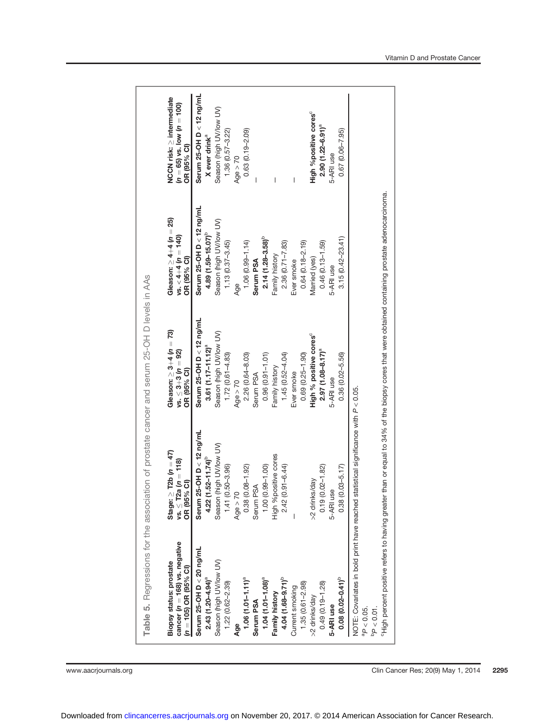**Table 5.** Regressions for the association of prostate cancer and serum 25-OH D levels in AAs

| Biopsy status: prostate cancer ($n = 168$) vs. negative ($n = 105$) OR (95% CI) | Stage: ≥ T2b ($n = 47$) vs. ≤ T2a ($n = 118$) OR (95% CI) | Gleason: ≥ 3+4 ($n = 73$) vs. ≤ 3+3 ($n = 92$) OR (95% CI) | Gleason: ≥ 4+4 ($n = 25$) vs. < 4+4 ($n = 140$) OR (95% CI) | NCCN risk: ≥ intermediate ($n = 65$) vs. low ($n = 100$) OR (95% CI) |
|---|---|---|---|---|
| **Serum 25-OH D < 20 ng/mL** | **Serum 25-OH D < 12 ng/mL** | **Serum 25-OH D < 12 ng/mL** | **Serum 25-OH D < 12 ng/mL** | **Serum 25-OH D < 12 ng/mL X ever drink[a]** |
| **2.43 (1.20–4.94)[a]** | **4.22 (1.52–11.74)[b]** | **3.61 (1.17–11.12)[a]** | **4.89 (1.59–15.07)[b]** | |
| Season (high UV/low UV) | Season (high UV/low UV) | Season (high UV/low UV) | Season (high UV/low UV) | Season (high UV/low UV) |
| 1.22 (0.62–2.39) | 1.41 (0.50–3.96) | 1.72 (0.61–4.83) | 1.13 (0.37–3.45) | 1.36 (0.57–3.22) |
| **Age** | Age > 70 | Age > 70 | Age | Age > 70 |
| **1.06 (1.01–1.11)[a]** | 0.38 (0.08–1.92) | 2.26 (0.64–8.03) | 1.06 (0.99–1.14) | 0.63 (0.19–2.09) |
| **Serum PSA** | Serum PSA | Serum PSA | **Serum PSA** | — |
| **1.04 (1.01–1.08)[a]** | 1.00 (0.99–1.00) | 0.96 (0.91–1.01) | **2.14 (1.28–3.58)[b]** | |
| **Family history** | High %positive cores | Family history | Family history | — |
| **4.04 (1.68–9.71)[b]** | 2.42 (0.91–6.44) | 1.45 (0.52–4.04) | 2.36 (0.71–7.83) | |
| Current smoking | — | Ever smoke | Ever smoke | — |
| 1.35 (0.61–2.98) | | 0.69 (0.25–1.90) | 0.64 (0.18–2.19) | |
| >2 drinks/day | >2 drinks/day | **High % positive cores[c]** | Married (yes) | **High %positive cores[c]** |
| 0.49 (0.19–1.28) | 0.19 (0.02–1.82) | **2.97 (1.08–8.17)[a]** | 0.46 (0.13–1.59) | **2.90 (1.22–6.91)[a]** |
| **5-ARI use** | 5-ARI use | 5-ARI use | 5-ARI use | 5-ARI use |
| **0.08 (0.02–0.41)[b]** | 0.38 (0.03–5.17) | 0.36 (0.02–5.56) | 3.15 (0.42–23.41) | 0.67 (0.06–7.95) |

NOTE: Covariates in bold print have reached statistical significance with $P < 0.05$.

[a]$P < 0.05$.

[b]$P < 0.01$.

[c]High percent positive refers to having greater than or equal to 34% of the biopsy cores that were obtained containing prostate adenocarcinoma.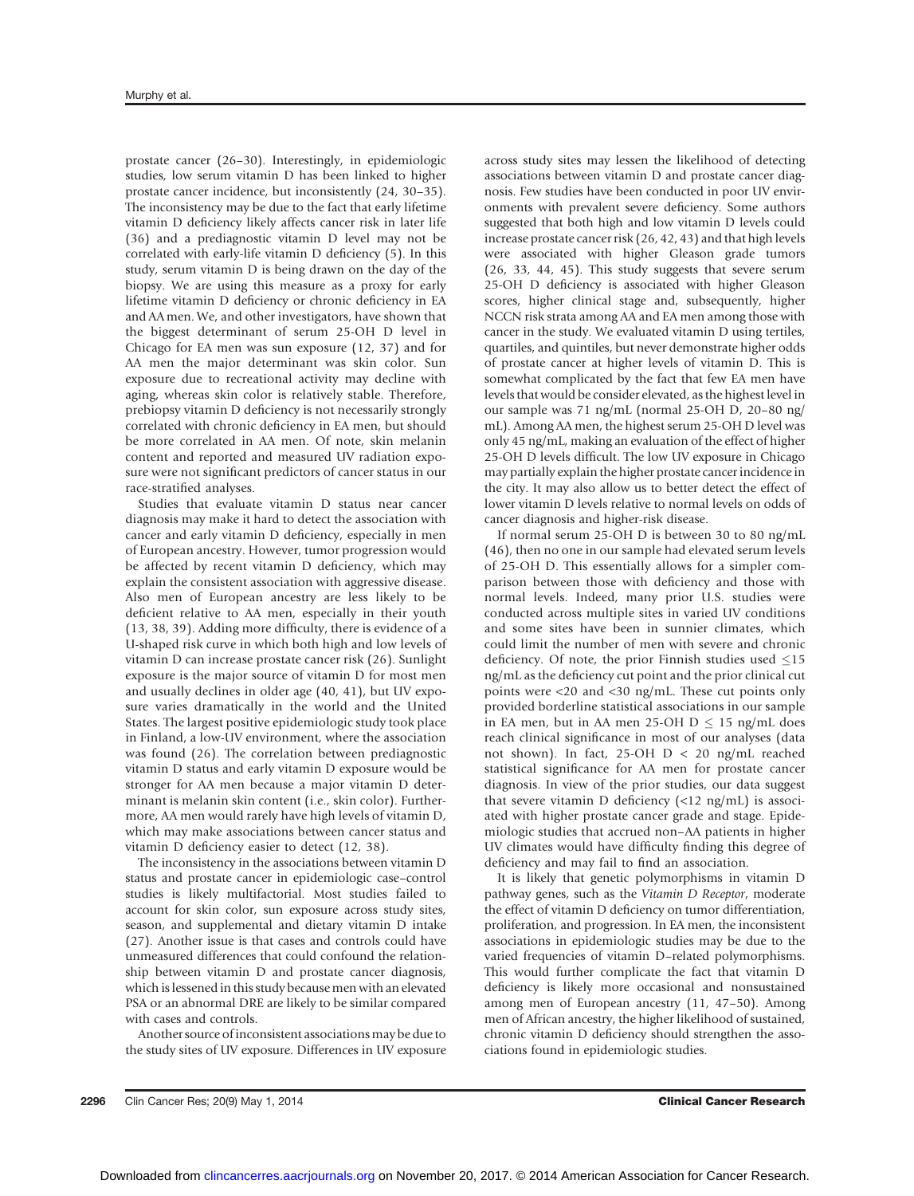prostate cancer (26–30). Interestingly, in epidemiologic studies, low serum vitamin D has been linked to higher prostate cancer incidence, but inconsistently (24, 30–35). The inconsistency may be due to the fact that early lifetime vitamin D deficiency likely affects cancer risk in later life (36) and a prediagnostic vitamin D level may not be correlated with early-life vitamin D deficiency (5). In this study, serum vitamin D is being drawn on the day of the biopsy. We are using this measure as a proxy for early lifetime vitamin D deficiency or chronic deficiency in EA and AA men. We, and other investigators, have shown that the biggest determinant of serum 25-OH D level in Chicago for EA men was sun exposure (12, 37) and for AA men the major determinant was skin color. Sun exposure due to recreational activity may decline with aging, whereas skin color is relatively stable. Therefore, prebiopsy vitamin D deficiency is not necessarily strongly correlated with chronic deficiency in EA men, but should be more correlated in AA men. Of note, skin melanin content and reported and measured UV radiation exposure were not significant predictors of cancer status in our race-stratified analyses.

Studies that evaluate vitamin D status near cancer diagnosis may make it hard to detect the association with cancer and early vitamin D deficiency, especially in men of European ancestry. However, tumor progression would be affected by recent vitamin D deficiency, which may explain the consistent association with aggressive disease. Also men of European ancestry are less likely to be deficient relative to AA men, especially in their youth (13, 38, 39). Adding more difficulty, there is evidence of a U-shaped risk curve in which both high and low levels of vitamin D can increase prostate cancer risk (26). Sunlight exposure is the major source of vitamin D for most men and usually declines in older age (40, 41), but UV exposure varies dramatically in the world and the United States. The largest positive epidemiologic study took place in Finland, a low-UV environment, where the association was found (26). The correlation between prediagnostic vitamin D status and early vitamin D exposure would be stronger for AA men because a major vitamin D determinant is melanin skin content (i.e., skin color). Furthermore, AA men would rarely have high levels of vitamin D, which may make associations between cancer status and vitamin D deficiency easier to detect (12, 38).

The inconsistency in the associations between vitamin D status and prostate cancer in epidemiologic case–control studies is likely multifactorial. Most studies failed to account for skin color, sun exposure across study sites, season, and supplemental and dietary vitamin D intake (27). Another issue is that cases and controls could have unmeasured differences that could confound the relationship between vitamin D and prostate cancer diagnosis, which is lessened in this study because men with an elevated PSA or an abnormal DRE are likely to be similar compared with cases and controls.

Another source of inconsistent associations may be due to the study sites of UV exposure. Differences in UV exposure across study sites may lessen the likelihood of detecting associations between vitamin D and prostate cancer diagnosis. Few studies have been conducted in poor UV environments with prevalent severe deficiency. Some authors suggested that both high and low vitamin D levels could increase prostate cancer risk (26, 42, 43) and that high levels were associated with higher Gleason grade tumors (26, 33, 44, 45). This study suggests that severe serum 25-OH D deficiency is associated with higher Gleason scores, higher clinical stage and, subsequently, higher NCCN risk strata among AA and EA men among those with cancer in the study. We evaluated vitamin D using tertiles, quartiles, and quintiles, but never demonstrate higher odds of prostate cancer at higher levels of vitamin D. This is somewhat complicated by the fact that few EA men have levels that would be consider elevated, as the highest level in our sample was 71 ng/mL (normal 25-OH D, 20–80 ng/mL). Among AA men, the highest serum 25-OH D level was only 45 ng/mL, making an evaluation of the effect of higher 25-OH D levels difficult. The low UV exposure in Chicago may partially explain the higher prostate cancer incidence in the city. It may also allow us to better detect the effect of lower vitamin D levels relative to normal levels on odds of cancer diagnosis and higher-risk disease.

If normal serum 25-OH D is between 30 to 80 ng/mL (46), then no one in our sample had elevated serum levels of 25-OH D. This essentially allows for a simpler comparison between those with deficiency and those with normal levels. Indeed, many prior U.S. studies were conducted across multiple sites in varied UV conditions and some sites have been in sunnier climates, which could limit the number of men with severe and chronic deficiency. Of note, the prior Finnish studies used ≤15 ng/mL as the deficiency cut point and the prior clinical cut points were <20 and <30 ng/mL. These cut points only provided borderline statistical associations in our sample in EA men, but in AA men 25-OH D ≤ 15 ng/mL does reach clinical significance in most of our analyses (data not shown). In fact, 25-OH D < 20 ng/mL reached statistical significance for AA men for prostate cancer diagnosis. In view of the prior studies, our data suggest that severe vitamin D deficiency (<12 ng/mL) is associated with higher prostate cancer grade and stage. Epidemiologic studies that accrued non–AA patients in higher UV climates would have difficulty finding this degree of deficiency and may fail to find an association.

It is likely that genetic polymorphisms in vitamin D pathway genes, such as the *Vitamin D Receptor*, moderate the effect of vitamin D deficiency on tumor differentiation, proliferation, and progression. In EA men, the inconsistent associations in epidemiologic studies may be due to the varied frequencies of vitamin D–related polymorphisms. This would further complicate the fact that vitamin D deficiency is likely more occasional and nonsustained among men of European ancestry (11, 47–50). Among men of African ancestry, the higher likelihood of sustained, chronic vitamin D deficiency should strengthen the associations found in epidemiologic studies.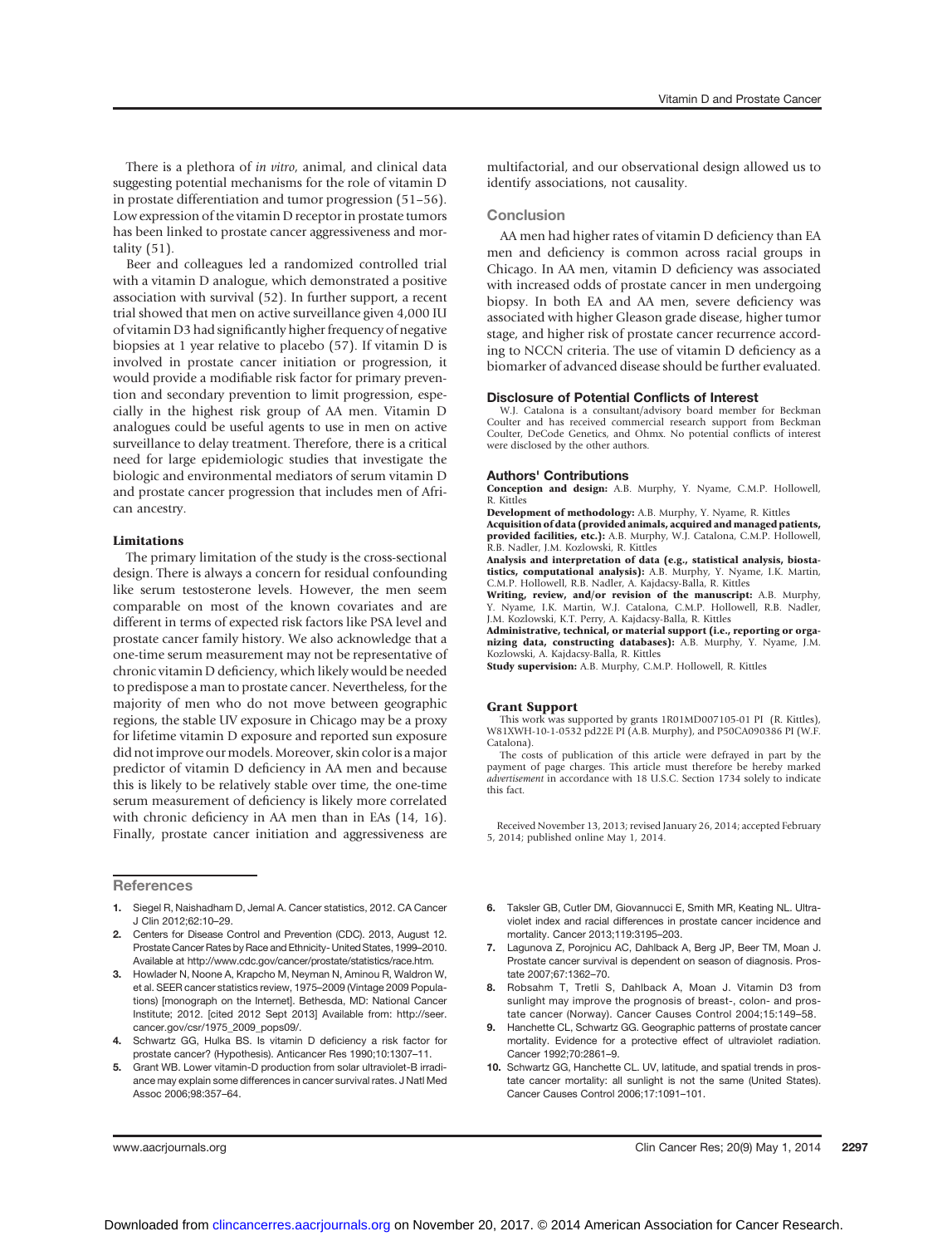There is a plethora of *in vitro*, animal, and clinical data suggesting potential mechanisms for the role of vitamin D in prostate differentiation and tumor progression (51–56). Low expression of the vitamin D receptor in prostate tumors has been linked to prostate cancer aggressiveness and mortality (51).

Beer and colleagues led a randomized controlled trial with a vitamin D analogue, which demonstrated a positive association with survival (52). In further support, a recent trial showed that men on active surveillance given 4,000 IU of vitamin D3 had significantly higher frequency of negative biopsies at 1 year relative to placebo (57). If vitamin D is involved in prostate cancer initiation or progression, it would provide a modifiable risk factor for primary prevention and secondary prevention to limit progression, especially in the highest risk group of AA men. Vitamin D analogues could be useful agents to use in men on active surveillance to delay treatment. Therefore, there is a critical need for large epidemiologic studies that investigate the biologic and environmental mediators of serum vitamin D and prostate cancer progression that includes men of African ancestry.

### Limitations

The primary limitation of the study is the cross-sectional design. There is always a concern for residual confounding like serum testosterone levels. However, the men seem comparable on most of the known covariates and are different in terms of expected risk factors like PSA level and prostate cancer family history. We also acknowledge that a one-time serum measurement may not be representative of chronic vitamin D deficiency, which likely would be needed to predispose a man to prostate cancer. Nevertheless, for the majority of men who do not move between geographic regions, the stable UV exposure in Chicago may be a proxy for lifetime vitamin D exposure and reported sun exposure did not improve our models. Moreover, skin color is a major predictor of vitamin D deficiency in AA men and because this is likely to be relatively stable over time, the one-time serum measurement of deficiency is likely more correlated with chronic deficiency in AA men than in EAs (14, 16). Finally, prostate cancer initiation and aggressiveness are multifactorial, and our observational design allowed us to identify associations, not causality.

## Conclusion

AA men had higher rates of vitamin D deficiency than EA men and deficiency is common across racial groups in Chicago. In AA men, vitamin D deficiency was associated with increased odds of prostate cancer in men undergoing biopsy. In both EA and AA men, severe deficiency was associated with higher Gleason grade disease, higher tumor stage, and higher risk of prostate cancer recurrence according to NCCN criteria. The use of vitamin D deficiency as a biomarker of advanced disease should be further evaluated.

### Disclosure of Potential Conflicts of Interest

W.J. Catalona is a consultant/advisory board member for Beckman Coulter and has received commercial research support from Beckman Coulter, DeCode Genetics, and Ohmx. No potential conflicts of interest were disclosed by the other authors.

### Authors' Contributions

**Conception and design:** A.B. Murphy, Y. Nyame, C.M.P. Hollowell, R. Kittles

**Development of methodology:** A.B. Murphy, Y. Nyame, R. Kittles

**Acquisition of data (provided animals, acquired and managed patients, provided facilities, etc.):** A.B. Murphy, W.J. Catalona, C.M.P. Hollowell, R.B. Nadler, J.M. Kozlowski, R. Kittles

**Analysis and interpretation of data (e.g., statistical analysis, biostatistics, computational analysis):** A.B. Murphy, Y. Nyame, I.K. Martin, C.M.P. Hollowell, R.B. Nadler, A. Kajdacsy-Balla, R. Kittles

**Writing, review, and/or revision of the manuscript:** A.B. Murphy, Y. Nyame, I.K. Martin, W.J. Catalona, C.M.P. Hollowell, R.B. Nadler, J.M. Kozlowski, K.T. Perry, A. Kajdacsy-Balla, R. Kittles

**Administrative, technical, or material support (i.e., reporting or organizing data, constructing databases):** A.B. Murphy, Y. Nyame, J.M. Kozlowski, A. Kajdacsy-Balla, R. Kittles

**Study supervision:** A.B. Murphy, C.M.P. Hollowell, R. Kittles

### Grant Support

This work was supported by grants 1R01MD007105-01 PI (R. Kittles), W81XWH-10-1-0532 pd22E PI (A.B. Murphy), and P50CA090386 PI (W.F. Catalona).

The costs of publication of this article were defrayed in part by the payment of page charges. This article must therefore be hereby marked *advertisement* in accordance with 18 U.S.C. Section 1734 solely to indicate this fact.

Received November 13, 2013; revised January 26, 2014; accepted February 5, 2014; published online May 1, 2014.

## References

1. Siegel R, Naishadham D, Jemal A. Cancer statistics, 2012. CA Cancer J Clin 2012;62:10–29.
2. Centers for Disease Control and Prevention (CDC). 2013, August 12. Prostate Cancer Rates by Race and Ethnicity- United States, 1999–2010. Available at http://www.cdc.gov/cancer/prostate/statistics/race.htm.
3. Howlader N, Noone A, Krapcho M, Neyman N, Aminou R, Waldron W, et al. SEER cancer statistics review, 1975–2009 (Vintage 2009 Populations) [monograph on the Internet]. Bethesda, MD: National Cancer Institute; 2012. [cited 2012 Sept 2013] Available from: http://seer.cancer.gov/csr/1975_2009_pops09/.
4. Schwartz GG, Hulka BS. Is vitamin D deficiency a risk factor for prostate cancer? (Hypothesis). Anticancer Res 1990;10:1307–11.
5. Grant WB. Lower vitamin-D production from solar ultraviolet-B irradiance may explain some differences in cancer survival rates. J Natl Med Assoc 2006;98:357–64.
6. Taksler GB, Cutler DM, Giovannucci E, Smith MR, Keating NL. Ultraviolet index and racial differences in prostate cancer incidence and mortality. Cancer 2013;119:3195–203.
7. Lagunova Z, Porojnicu AC, Dahlback A, Berg JP, Beer TM, Moan J. Prostate cancer survival is dependent on season of diagnosis. Prostate 2007;67:1362–70.
8. Robsahm T, Tretli S, Dahlback A, Moan J. Vitamin D3 from sunlight may improve the prognosis of breast-, colon- and prostate cancer (Norway). Cancer Causes Control 2004;15:149–58.
9. Hanchette CL, Schwartz GG. Geographic patterns of prostate cancer mortality. Evidence for a protective effect of ultraviolet radiation. Cancer 1992;70:2861–9.
10. Schwartz GG, Hanchette CL. UV, latitude, and spatial trends in prostate cancer mortality: all sunlight is not the same (United States). Cancer Causes Control 2006;17:1091–101.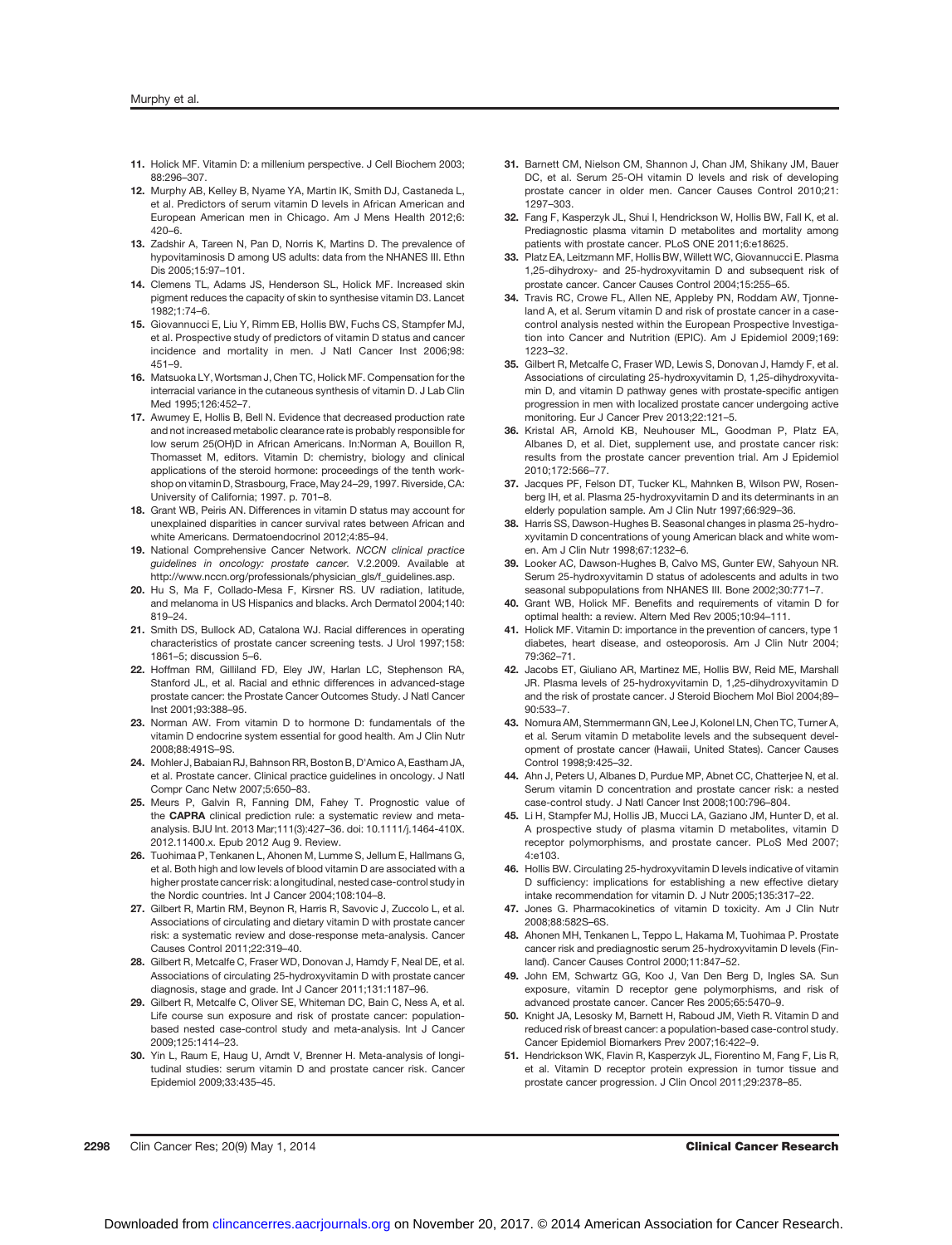11. Holick MF. Vitamin D: a millenium perspective. J Cell Biochem 2003; 88:296–307.
12. Murphy AB, Kelley B, Nyame YA, Martin IK, Smith DJ, Castaneda L, et al. Predictors of serum vitamin D levels in African American and European American men in Chicago. Am J Mens Health 2012;6: 420–6.
13. Zadshir A, Tareen N, Pan D, Norris K, Martins D. The prevalence of hypovitaminosis D among US adults: data from the NHANES III. Ethn Dis 2005;15:97–101.
14. Clemens TL, Adams JS, Henderson SL, Holick MF. Increased skin pigment reduces the capacity of skin to synthesise vitamin D3. Lancet 1982;1:74–6.
15. Giovannucci E, Liu Y, Rimm EB, Hollis BW, Fuchs CS, Stampfer MJ, et al. Prospective study of predictors of vitamin D status and cancer incidence and mortality in men. J Natl Cancer Inst 2006;98: 451–9.
16. Matsuoka LY, Wortsman J, Chen TC, Holick MF. Compensation for the interracial variance in the cutaneous synthesis of vitamin D. J Lab Clin Med 1995;126:452–7.
17. Awumey E, Hollis B, Bell N. Evidence that decreased production rate and not increased metabolic clearance rate is probably responsible for low serum 25(OH)D in African Americans. In:Norman A, Bouillon R, Thomasset M, editors. Vitamin D: chemistry, biology and clinical applications of the steroid hormone: proceedings of the tenth workshop on vitamin D, Strasbourg, Frace, May 24–29, 1997. Riverside, CA: University of California; 1997. p. 701–8.
18. Grant WB, Peiris AN. Differences in vitamin D status may account for unexplained disparities in cancer survival rates between African and white Americans. Dermatoendocrinol 2012;4:85–94.
19. National Comprehensive Cancer Network. *NCCN clinical practice guidelines in oncology: prostate cancer.* V.2.2009. Available at http://www.nccn.org/professionals/physician_gls/f_guidelines.asp.
20. Hu S, Ma F, Collado-Mesa F, Kirsner RS. UV radiation, latitude, and melanoma in US Hispanics and blacks. Arch Dermatol 2004;140: 819–24.
21. Smith DS, Bullock AD, Catalona WJ. Racial differences in operating characteristics of prostate cancer screening tests. J Urol 1997;158: 1861–5; discussion 5–6.
22. Hoffman RM, Gilliland FD, Eley JW, Harlan LC, Stephenson RA, Stanford JL, et al. Racial and ethnic differences in advanced-stage prostate cancer: the Prostate Cancer Outcomes Study. J Natl Cancer Inst 2001;93:388–95.
23. Norman AW. From vitamin D to hormone D: fundamentals of the vitamin D endocrine system essential for good health. Am J Clin Nutr 2008;88:491S–9S.
24. Mohler J, Babaian RJ, Bahnson RR, Boston B, D'Amico A, Eastham JA, et al. Prostate cancer. Clinical practice guidelines in oncology. J Natl Compr Canc Netw 2007;5:650–83.
25. Meurs P, Galvin R, Fanning DM, Fahey T. Prognostic value of the **CAPRA** clinical prediction rule: a systematic review and meta-analysis. BJU Int. 2013 Mar;111(3):427–36. doi: 10.1111/j.1464-410X. 2012.11400.x. Epub 2012 Aug 9. Review.
26. Tuohimaa P, Tenkanen L, Ahonen M, Lumme S, Jellum E, Hallmans G, et al. Both high and low levels of blood vitamin D are associated with a higher prostate cancer risk: a longitudinal, nested case-control study in the Nordic countries. Int J Cancer 2004;108:104–8.
27. Gilbert R, Martin RM, Beynon R, Harris R, Savovic J, Zuccolo L, et al. Associations of circulating and dietary vitamin D with prostate cancer risk: a systematic review and dose-response meta-analysis. Cancer Causes Control 2011;22:319–40.
28. Gilbert R, Metcalfe C, Fraser WD, Donovan J, Hamdy F, Neal DE, et al. Associations of circulating 25-hydroxyvitamin D with prostate cancer diagnosis, stage and grade. Int J Cancer 2011;131:1187–96.
29. Gilbert R, Metcalfe C, Oliver SE, Whiteman DC, Bain C, Ness A, et al. Life course sun exposure and risk of prostate cancer: population-based nested case-control study and meta-analysis. Int J Cancer 2009;125:1414–23.
30. Yin L, Raum E, Haug U, Arndt V, Brenner H. Meta-analysis of longitudinal studies: serum vitamin D and prostate cancer risk. Cancer Epidemiol 2009;33:435–45.
31. Barnett CM, Nielson CM, Shannon J, Chan JM, Shikany JM, Bauer DC, et al. Serum 25-OH vitamin D levels and risk of developing prostate cancer in older men. Cancer Causes Control 2010;21: 1297–303.
32. Fang F, Kasperzyk JL, Shui I, Hendrickson W, Hollis BW, Fall K, et al. Prediagnostic plasma vitamin D metabolites and mortality among patients with prostate cancer. PLoS ONE 2011;6:e18625.
33. Platz EA, Leitzmann MF, Hollis BW, Willett WC, Giovannucci E. Plasma 1,25-dihydroxy- and 25-hydroxyvitamin D and subsequent risk of prostate cancer. Cancer Causes Control 2004;15:255–65.
34. Travis RC, Crowe FL, Allen NE, Appleby PN, Roddam AW, Tjonneland A, et al. Serum vitamin D and risk of prostate cancer in a case-control analysis nested within the European Prospective Investigation into Cancer and Nutrition (EPIC). Am J Epidemiol 2009;169: 1223–32.
35. Gilbert R, Metcalfe C, Fraser WD, Lewis S, Donovan J, Hamdy F, et al. Associations of circulating 25-hydroxyvitamin D, 1,25-dihydroxyvitamin D, and vitamin D pathway genes with prostate-specific antigen progression in men with localized prostate cancer undergoing active monitoring. Eur J Cancer Prev 2013;22:121–5.
36. Kristal AR, Arnold KB, Neuhouser ML, Goodman P, Platz EA, Albanes D, et al. Diet, supplement use, and prostate cancer risk: results from the prostate cancer prevention trial. Am J Epidemiol 2010;172:566–77.
37. Jacques PF, Felson DT, Tucker KL, Mahnken B, Wilson PW, Rosenberg IH, et al. Plasma 25-hydroxyvitamin D and its determinants in an elderly population sample. Am J Clin Nutr 1997;66:929–36.
38. Harris SS, Dawson-Hughes B. Seasonal changes in plasma 25-hydroxyvitamin D concentrations of young American black and white women. Am J Clin Nutr 1998;67:1232–6.
39. Looker AC, Dawson-Hughes B, Calvo MS, Gunter EW, Sahyoun NR. Serum 25-hydroxyvitamin D status of adolescents and adults in two seasonal subpopulations from NHANES III. Bone 2002;30:771–7.
40. Grant WB, Holick MF. Benefits and requirements of vitamin D for optimal health: a review. Altern Med Rev 2005;10:94–111.
41. Holick MF. Vitamin D: importance in the prevention of cancers, type 1 diabetes, heart disease, and osteoporosis. Am J Clin Nutr 2004; 79:362–71.
42. Jacobs ET, Giuliano AR, Martinez ME, Hollis BW, Reid ME, Marshall JR. Plasma levels of 25-hydroxyvitamin D, 1,25-dihydroxyvitamin D and the risk of prostate cancer. J Steroid Biochem Mol Biol 2004;89–90:533–7.
43. Nomura AM, Stemmermann GN, Lee J, Kolonel LN, Chen TC, Turner A, et al. Serum vitamin D metabolite levels and the subsequent development of prostate cancer (Hawaii, United States). Cancer Causes Control 1998;9:425–32.
44. Ahn J, Peters U, Albanes D, Purdue MP, Abnet CC, Chatterjee N, et al. Serum vitamin D concentration and prostate cancer risk: a nested case-control study. J Natl Cancer Inst 2008;100:796–804.
45. Li H, Stampfer MJ, Hollis JB, Mucci LA, Gaziano JM, Hunter D, et al. A prospective study of plasma vitamin D metabolites, vitamin D receptor polymorphisms, and prostate cancer. PLoS Med 2007; 4:e103.
46. Hollis BW. Circulating 25-hydroxyvitamin D levels indicative of vitamin D sufficiency: implications for establishing a new effective dietary intake recommendation for vitamin D. J Nutr 2005;135:317–22.
47. Jones G. Pharmacokinetics of vitamin D toxicity. Am J Clin Nutr 2008;88:582S–6S.
48. Ahonen MH, Tenkanen L, Teppo L, Hakama M, Tuohimaa P. Prostate cancer risk and prediagnostic serum 25-hydroxyvitamin D levels (Finland). Cancer Causes Control 2000;11:847–52.
49. John EM, Schwartz GG, Koo J, Van Den Berg D, Ingles SA. Sun exposure, vitamin D receptor gene polymorphisms, and risk of advanced prostate cancer. Cancer Res 2005;65:5470–9.
50. Knight JA, Lesosky M, Barnett H, Raboud JM, Vieth R. Vitamin D and reduced risk of breast cancer: a population-based case-control study. Cancer Epidemiol Biomarkers Prev 2007;16:422–9.
51. Hendrickson WK, Flavin R, Kasperzyk JL, Fiorentino M, Fang F, Lis R, et al. Vitamin D receptor protein expression in tumor tissue and prostate cancer progression. J Clin Oncol 2011;29:2378–85.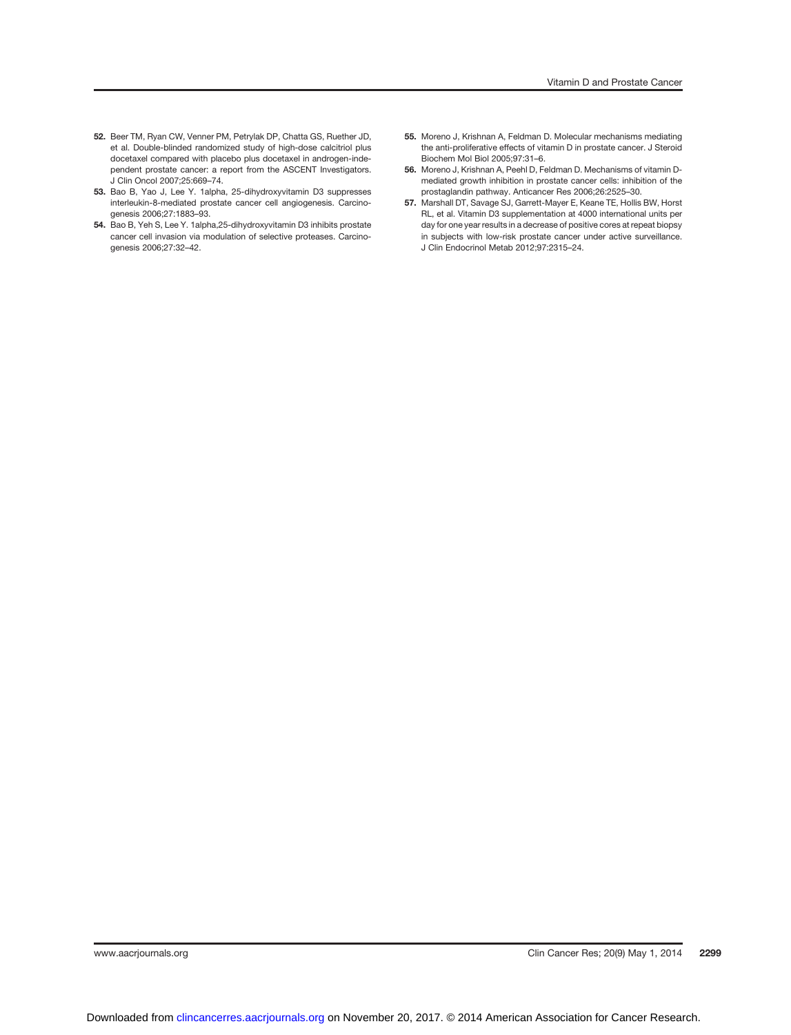52. Beer TM, Ryan CW, Venner PM, Petrylak DP, Chatta GS, Ruether JD, et al. Double-blinded randomized study of high-dose calcitriol plus docetaxel compared with placebo plus docetaxel in androgen-independent prostate cancer: a report from the ASCENT Investigators. J Clin Oncol 2007;25:669–74.
53. Bao B, Yao J, Lee Y. 1alpha, 25-dihydroxyvitamin D3 suppresses interleukin-8-mediated prostate cancer cell angiogenesis. Carcinogenesis 2006;27:1883–93.
54. Bao B, Yeh S, Lee Y. 1alpha,25-dihydroxyvitamin D3 inhibits prostate cancer cell invasion via modulation of selective proteases. Carcinogenesis 2006;27:32–42.
55. Moreno J, Krishnan A, Feldman D. Molecular mechanisms mediating the anti-proliferative effects of vitamin D in prostate cancer. J Steroid Biochem Mol Biol 2005;97:31–6.
56. Moreno J, Krishnan A, Peehl D, Feldman D. Mechanisms of vitamin D-mediated growth inhibition in prostate cancer cells: inhibition of the prostaglandin pathway. Anticancer Res 2006;26:2525–30.
57. Marshall DT, Savage SJ, Garrett-Mayer E, Keane TE, Hollis BW, Horst RL, et al. Vitamin D3 supplementation at 4000 international units per day for one year results in a decrease of positive cores at repeat biopsy in subjects with low-risk prostate cancer under active surveillance. J Clin Endocrinol Metab 2012;97:2315–24.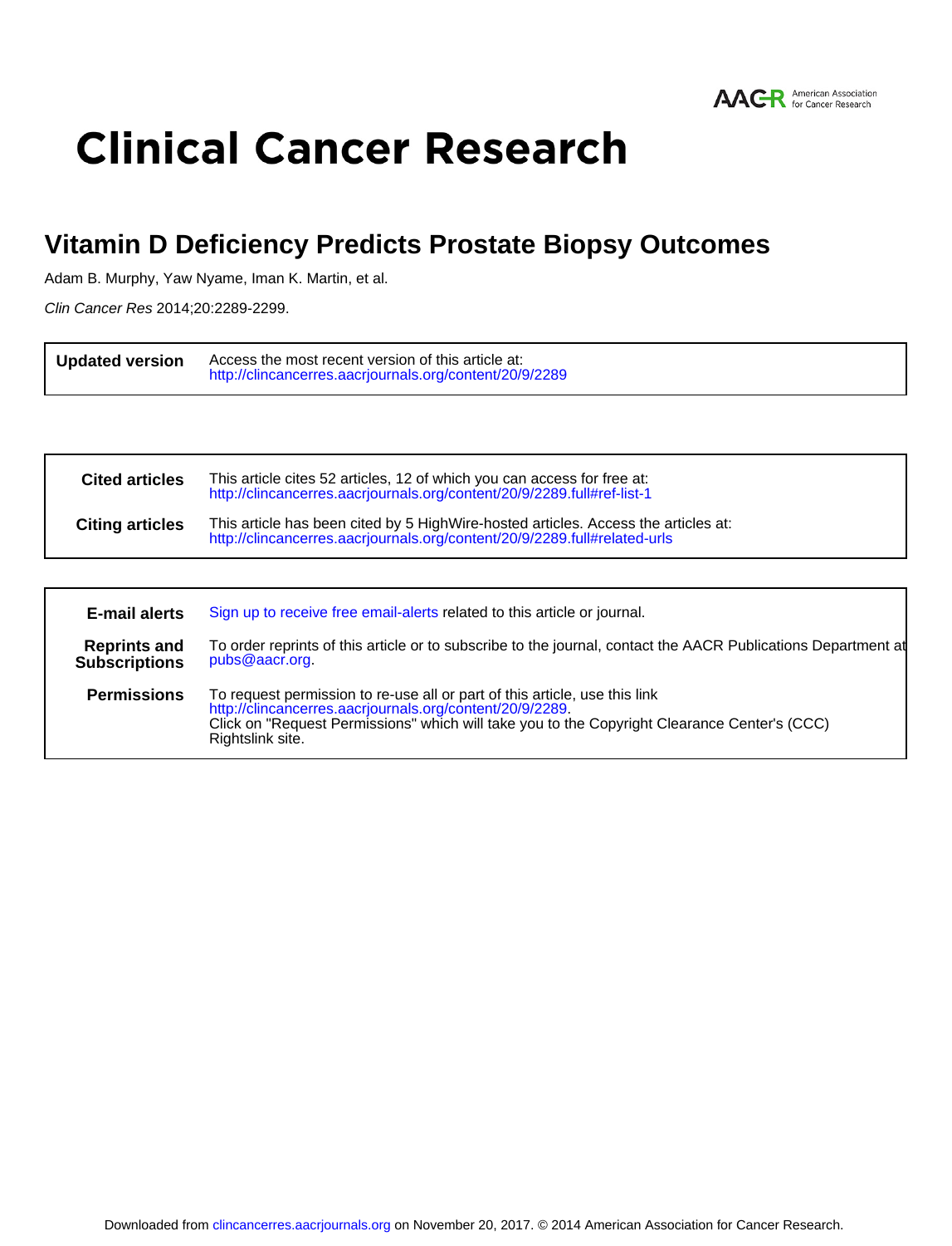# Clinical Cancer Research

## Vitamin D Deficiency Predicts Prostate Biopsy Outcomes

Adam B. Murphy, Yaw Nyame, Iman K. Martin, et al.

*Clin Cancer Res* 2014;20:2289-2299.

| | |
|---|---|
| **Updated version** | Access the most recent version of this article at: http://clincancerres.aacrjournals.org/content/20/9/2289 |

| | |
|---|---|
| **Cited articles** | This article cites 52 articles, 12 of which you can access for free at: http://clincancerres.aacrjournals.org/content/20/9/2289.full#ref-list-1 |
| **Citing articles** | This article has been cited by 5 HighWire-hosted articles. Access the articles at: http://clincancerres.aacrjournals.org/content/20/9/2289.full#related-urls |

| | |
|---|---|
| **E-mail alerts** | Sign up to receive free email-alerts related to this article or journal. |
| **Reprints and Subscriptions** | To order reprints of this article or to subscribe to the journal, contact the AACR Publications Department at pubs@aacr.org. |
| **Permissions** | To request permission to re-use all or part of this article, use this link http://clincancerres.aacrjournals.org/content/20/9/2289. Click on "Request Permissions" which will take you to the Copyright Clearance Center's (CCC) Rightslink site. |

Downloaded from clincancerres.aacrjournals.org on November 20, 2017. © 2014 American Association for Cancer Research.